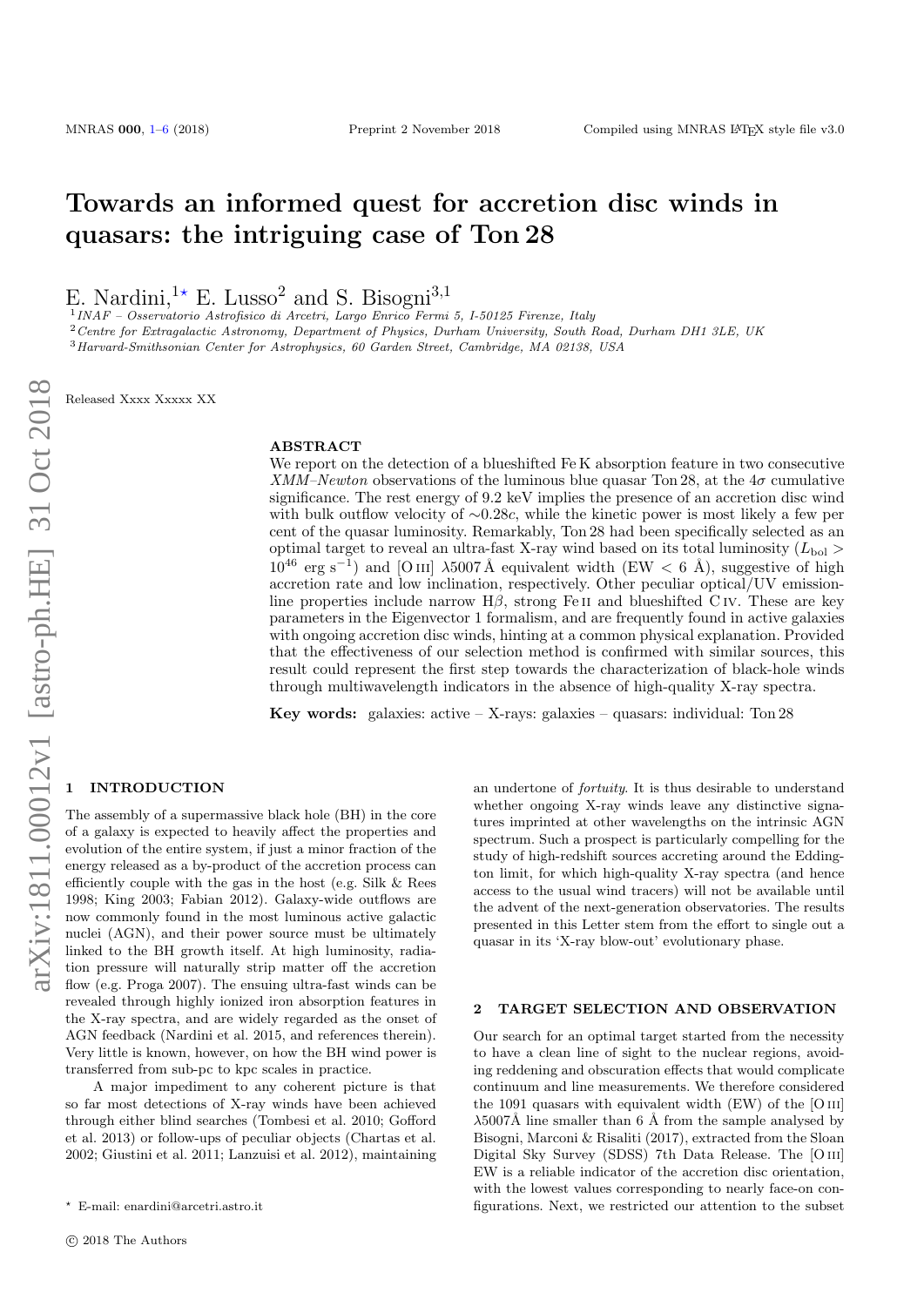# Towards an informed quest for accretion disc winds in quasars: the intriguing case of Ton 28

E. Nardini,[1⋆] E. Lusso[2] and S. Bisogni[3,1]

[1] *INAF – Osservatorio Astrofisico di Arcetri, Largo Enrico Fermi 5, I-50125 Firenze, Italy*
[2] *Centre for Extragalactic Astronomy, Department of Physics, Durham University, South Road, Durham DH1 3LE, UK*
[3] *Harvard-Smithsonian Center for Astrophysics, 60 Garden Street, Cambridge, MA 02138, USA*

Released Xxxx Xxxxx XX

## ABSTRACT

We report on the detection of a blueshifted Fe K absorption feature in two consecutive *XMM–Newton* observations of the luminous blue quasar Ton 28, at the $4\sigma$ cumulative significance. The rest energy of 9.2 keV implies the presence of an accretion disc wind with bulk outflow velocity of $\sim$0.28*c*, while the kinetic power is most likely a few per cent of the quasar luminosity. Remarkably, Ton 28 had been specifically selected as an optimal target to reveal an ultra-fast X-ray wind based on its total luminosity ($L_{\rm bol} > 10^{46}$ erg s$^{-1}$) and [O III] $\lambda$5007 Å equivalent width (EW < 6 Å), suggestive of high accretion rate and low inclination, respectively. Other peculiar optical/UV emission-line properties include narrow H$\beta$, strong Fe II and blueshifted C IV. These are key parameters in the Eigenvector 1 formalism, and are frequently found in active galaxies with ongoing accretion disc winds, hinting at a common physical explanation. Provided that the effectiveness of our selection method is confirmed with similar sources, this result could represent the first step towards the characterization of black-hole winds through multiwavelength indicators in the absence of high-quality X-ray spectra.

**Key words:** galaxies: active – X-rays: galaxies – quasars: individual: Ton 28

## 1 INTRODUCTION

The assembly of a supermassive black hole (BH) in the core of a galaxy is expected to heavily affect the properties and evolution of the entire system, if just a minor fraction of the energy released as a by-product of the accretion process can efficiently couple with the gas in the host (e.g. Silk & Rees 1998; King 2003; Fabian 2012). Galaxy-wide outflows are now commonly found in the most luminous active galactic nuclei (AGN), and their power source must be ultimately linked to the BH growth itself. At high luminosity, radiation pressure will naturally strip matter off the accretion flow (e.g. Proga 2007). The ensuing ultra-fast winds can be revealed through highly ionized iron absorption features in the X-ray spectra, and are widely regarded as the onset of AGN feedback (Nardini et al. 2015, and references therein). Very little is known, however, on how the BH wind power is transferred from sub-pc to kpc scales in practice.

A major impediment to any coherent picture is that so far most detections of X-ray winds have been achieved through either blind searches (Tombesi et al. 2010; Gofford et al. 2013) or follow-ups of peculiar objects (Chartas et al. 2002; Giustini et al. 2011; Lanzuisi et al. 2012), maintaining an undertone of *fortuity*. It is thus desirable to understand whether ongoing X-ray winds leave any distinctive signatures imprinted at other wavelengths on the intrinsic AGN spectrum. Such a prospect is particularly compelling for the study of high-redshift sources accreting around the Eddington limit, for which high-quality X-ray spectra (and hence access to the usual wind tracers) will not be available until the advent of the next-generation observatories. The results presented in this Letter stem from the effort to single out a quasar in its 'X-ray blow-out' evolutionary phase.

## 2 TARGET SELECTION AND OBSERVATION

Our search for an optimal target started from the necessity to have a clean line of sight to the nuclear regions, avoiding reddening and obscuration effects that would complicate continuum and line measurements. We therefore considered the 1091 quasars with equivalent width (EW) of the [O III] $\lambda$5007Å line smaller than 6 Å from the sample analysed by Bisogni, Marconi & Risaliti (2017), extracted from the Sloan Digital Sky Survey (SDSS) 7th Data Release. The [O III] EW is a reliable indicator of the accretion disc orientation, with the lowest values corresponding to nearly face-on configurations. Next, we restricted our attention to the subset

⋆ E-mail: enardini@arcetri.astro.it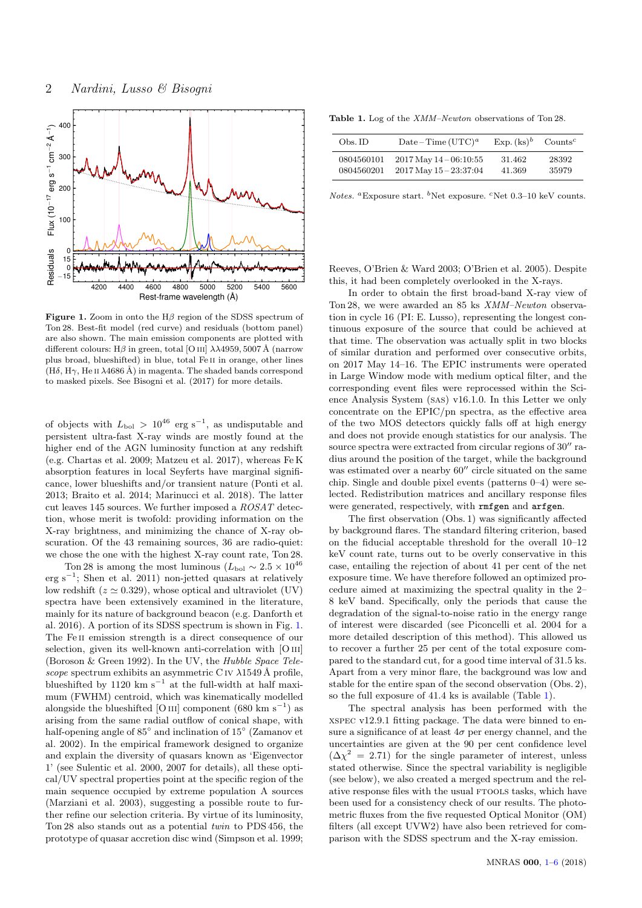**Figure 1.** Zoom in onto the Hβ region of the SDSS spectrum of Ton 28. Best-fit model (red curve) and residuals (bottom panel) are also shown. The main emission components are plotted with different colours: Hβ in green, total [O III] λλ4959, 5007 Å (narrow plus broad, blueshifted) in blue, total Fe II in orange, other lines (Hδ, Hγ, He II λ4686 Å) in magenta. The shaded bands correspond to masked pixels. See Bisogni et al. (2017) for more details.

of objects with $L_{\rm bol} > 10^{46}$ erg s$^{-1}$, as undisputable and persistent ultra-fast X-ray winds are mostly found at the higher end of the AGN luminosity function at any redshift (e.g. Chartas et al. 2009; Matzeu et al. 2017), whereas Fe K absorption features in local Seyferts have marginal significance, lower blueshifts and/or transient nature (Ponti et al. 2013; Braito et al. 2014; Marinucci et al. 2018). The latter cut leaves 145 sources. We further imposed a *ROSAT* detection, whose merit is twofold: providing information on the X-ray brightness, and minimizing the chance of X-ray obscuration. Of the 43 remaining sources, 36 are radio-quiet: we chose the one with the highest X-ray count rate, Ton 28.

Ton 28 is among the most luminous ($L_{\rm bol} \sim 2.5 \times 10^{46}$ erg s$^{-1}$; Shen et al. 2011) non-jetted quasars at relatively low redshift ($z \simeq 0.329$), whose optical and ultraviolet (UV) spectra have been extensively examined in the literature, mainly for its nature of background beacon (e.g. Danforth et al. 2016). A portion of its SDSS spectrum is shown in Fig. 1. The Fe II emission strength is a direct consequence of our selection, given its well-known anti-correlation with [O III] (Boroson & Green 1992). In the UV, the *Hubble Space Telescope* spectrum exhibits an asymmetric C IV λ1549 Å profile, blueshifted by 1120 km s$^{-1}$ at the full-width at half maximum (FWHM) centroid, which was kinematically modelled alongside the blueshifted [O III] component (680 km s$^{-1}$) as arising from the same radial outflow of conical shape, with half-opening angle of 85° and inclination of 15° (Zamanov et al. 2002). In the empirical framework designed to organize and explain the diversity of quasars known as 'Eigenvector 1' (see Sulentic et al. 2000, 2007 for details), all these optical/UV spectral properties point at the specific region of the main sequence occupied by extreme population A sources (Marziani et al. 2003), suggesting a possible route to further refine our selection criteria. By virtue of its luminosity, Ton 28 also stands out as a potential *twin* to PDS 456, the prototype of quasar accretion disc wind (Simpson et al. 1999; Reeves, O'Brien & Ward 2003; O'Brien et al. 2005). Despite this, it had been completely overlooked in the X-rays.

**Table 1.** Log of the *XMM–Newton* observations of Ton 28.

| Obs. ID | Date – Time (UTC)[a] | Exp. (ks)[b] | Counts[c] |
|---|---|---|---|
| 0804560101 | 2017 May 14 – 06:10:55 | 31.462 | 28392 |
| 0804560201 | 2017 May 15 – 23:37:04 | 41.369 | 35979 |

*Notes.* [a]Exposure start. [b]Net exposure. [c]Net 0.3–10 keV counts.

In order to obtain the first broad-band X-ray view of Ton 28, we were awarded an 85 ks *XMM–Newton* observation in cycle 16 (PI: E. Lusso), representing the longest continuous exposure of the source that could be achieved at that time. The observation was actually split in two blocks of similar duration and performed over consecutive orbits, on 2017 May 14–16. The EPIC instruments were operated in Large Window mode with medium optical filter, and the corresponding event files were reprocessed within the Science Analysis System (SAS) v16.1.0. In this Letter we only concentrate on the EPIC/pn spectra, as the effective area of the two MOS detectors quickly falls off at high energy and does not provide enough statistics for our analysis. The source spectra were extracted from circular regions of 30″ radius around the position of the target, while the background was estimated over a nearby 60″ circle situated on the same chip. Single and double pixel events (patterns 0–4) were selected. Redistribution matrices and ancillary response files were generated, respectively, with `rmfgen` and `arfgen`.

The first observation (Obs. 1) was significantly affected by background flares. The standard filtering criterion, based on the fiducial acceptable threshold for the overall 10–12 keV count rate, turns out to be overly conservative in this case, entailing the rejection of about 41 per cent of the net exposure time. We have therefore followed an optimized procedure aimed at maximizing the spectral quality in the 2–8 keV band. Specifically, only the periods that cause the degradation of the signal-to-noise ratio in the energy range of interest were discarded (see Piconcelli et al. 2004 for a more detailed description of this method). This allowed us to recover a further 25 per cent of the total exposure compared to the standard cut, for a good time interval of 31.5 ks. Apart from a very minor flare, the background was low and stable for the entire span of the second observation (Obs. 2), so the full exposure of 41.4 ks is available (Table 1).

The spectral analysis has been performed with the XSPEC v12.9.1 fitting package. The data were binned to ensure a significance of at least 4σ per energy channel, and the uncertainties are given at the 90 per cent confidence level ($\Delta\chi^2 = 2.71$) for the single parameter of interest, unless stated otherwise. Since the spectral variability is negligible (see below), we also created a merged spectrum and the relative response files with the usual FTOOLS tasks, which have been used for a consistency check of our results. The photometric fluxes from the five requested Optical Monitor (OM) filters (all except UVW2) have also been retrieved for comparison with the SDSS spectrum and the X-ray emission.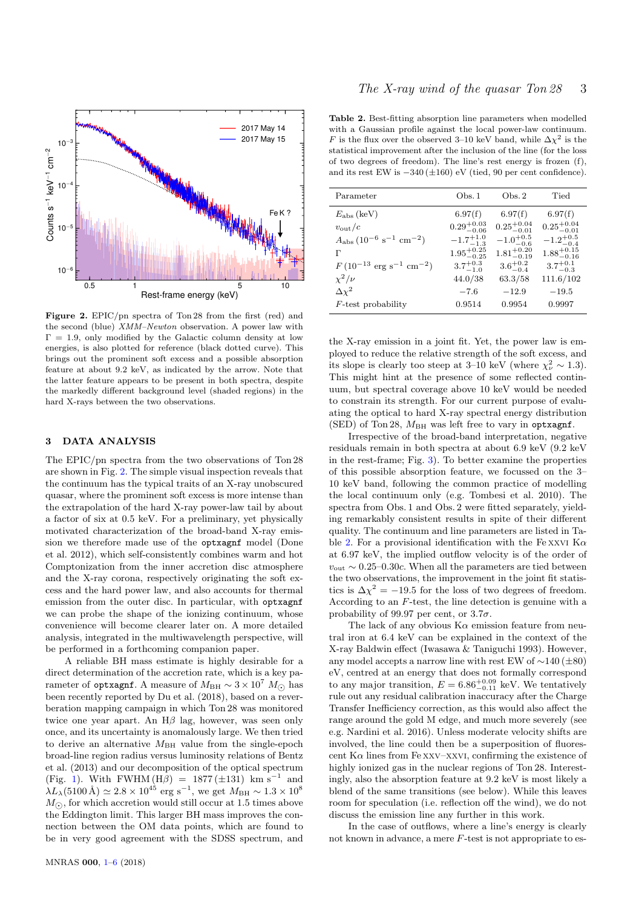**Figure 2.** EPIC/pn spectra of Ton 28 from the first (red) and the second (blue) *XMM–Newton* observation. A power law with $\Gamma = 1.9$, only modified by the Galactic column density at low energies, is also plotted for reference (black dotted curve). This brings out the prominent soft excess and a possible absorption feature at about 9.2 keV, as indicated by the arrow. Note that the latter feature appears to be present in both spectra, despite the markedly different background level (shaded regions) in the hard X-rays between the two observations.

## 3 DATA ANALYSIS

The EPIC/pn spectra from the two observations of Ton 28 are shown in Fig. 2. The simple visual inspection reveals that the continuum has the typical traits of an X-ray unobscured quasar, where the prominent soft excess is more intense than the extrapolation of the hard X-ray power-law tail by about a factor of six at 0.5 keV. For a preliminary, yet physically motivated characterization of the broad-band X-ray emission we therefore made use of the `optxagnf` model (Done et al. 2012), which self-consistently combines warm and hot Comptonization from the inner accretion disc atmosphere and the X-ray corona, respectively originating the soft excess and the hard power law, and also accounts for thermal emission from the outer disc. In particular, with `optxagnf` we can probe the shape of the ionizing continuum, whose convenience will become clearer later on. A more detailed analysis, integrated in the multiwavelength perspective, will be performed in a forthcoming companion paper.

A reliable BH mass estimate is highly desirable for a direct determination of the accretion rate, which is a key parameter of `optxagnf`. A measure of $M_{\rm BH} \sim 3 \times 10^{7}\ M_{\odot}$ has been recently reported by Du et al. (2018), based on a reverberation mapping campaign in which Ton 28 was monitored twice one year apart. An H$\beta$ lag, however, was seen only once, and its uncertainty is anomalously large. We then tried to derive an alternative $M_{\rm BH}$ value from the single-epoch broad-line region radius versus luminosity relations of Bentz et al. (2013) and our decomposition of the optical spectrum (Fig. 1). With FWHM (H$\beta$) = 1877 ($\pm$131) km s$^{-1}$ and $\lambda L_{\lambda}(5100\,\text{Å}) \simeq 2.8 \times 10^{45}$ erg s$^{-1}$, we get $M_{\rm BH} \sim 1.3 \times 10^{8}\ M_{\odot}$, for which accretion would still occur at 1.5 times above the Eddington limit. This larger BH mass improves the connection between the OM data points, which are found to be in very good agreement with the SDSS spectrum, and the X-ray emission in a joint fit. Yet, the power law is employed to reduce the relative strength of the soft excess, and its slope is clearly too steep at 3–10 keV (where $\chi^{2}_{\nu} \sim 1.3$). This might hint at the presence of some reflected continuum, but spectral coverage above 10 keV would be needed to constrain its strength. For our current purpose of evaluating the optical to hard X-ray spectral energy distribution (SED) of Ton 28, $M_{\rm BH}$ was left free to vary in `optxagnf`.

**Table 2.** Best-fitting absorption line parameters when modelled with a Gaussian profile against the local power-law continuum. $F$ is the flux over the observed 3–10 keV band, while $\Delta\chi^{2}$ is the statistical improvement after the inclusion of the line (for the loss of two degrees of freedom). The line's rest energy is frozen (f), and its rest EW is $-340$ ($\pm$160) eV (tied, 90 per cent confidence).

| Parameter | Obs. 1 | Obs. 2 | Tied |
|---|---|---|---|
| $E_{\rm abs}$ (keV) | 6.97(f) | 6.97(f) | 6.97(f) |
| $v_{\rm out}/c$ | $0.29^{+0.03}_{-0.06}$ | $0.25^{+0.04}_{-0.01}$ | $0.25^{+0.04}_{-0.01}$ |
| $A_{\rm abs}$ ($10^{-6}$ s$^{-1}$ cm$^{-2}$) | $-1.7^{+1.0}_{-1.3}$ | $-1.0^{+0.5}_{-0.6}$ | $-1.2^{+0.5}_{-0.4}$ |
| $\Gamma$ | $1.95^{+0.25}_{-0.25}$ | $1.81^{+0.20}_{-0.19}$ | $1.88^{+0.15}_{-0.16}$ |
| $F$ ($10^{-13}$ erg s$^{-1}$ cm$^{-2}$) | $3.7^{+0.3}_{-1.0}$ | $3.6^{+0.2}_{-0.4}$ | $3.7^{+0.1}_{-0.3}$ |
| $\chi^{2}/\nu$ | 44.0/38 | 63.3/58 | 111.6/102 |
| $\Delta\chi^{2}$ | $-7.6$ | $-12.9$ | $-19.5$ |
| $F$-test probability | 0.9514 | 0.9954 | 0.9997 |

Irrespective of the broad-band interpretation, negative residuals remain in both spectra at about 6.9 keV (9.2 keV in the rest-frame; Fig. 3). To better examine the properties of this possible absorption feature, we focussed on the 3–10 keV band, following the common practice of modelling the local continuum only (e.g. Tombesi et al. 2010). The spectra from Obs. 1 and Obs. 2 were fitted separately, yielding remarkably consistent results in spite of their different quality. The continuum and line parameters are listed in Table 2. For a provisional identification with the Fe XXVI K$\alpha$ at 6.97 keV, the implied outflow velocity is of the order of $v_{\rm out} \sim 0.25$–$0.30c$. When all the parameters are tied between the two observations, the improvement in the joint fit statistics is $\Delta\chi^{2} = -19.5$ for the loss of two degrees of freedom. According to an $F$-test, the line detection is genuine with a probability of 99.97 per cent, or 3.7$\sigma$.

The lack of any obvious K$\alpha$ emission feature from neutral iron at 6.4 keV can be explained in the context of the X-ray Baldwin effect (Iwasawa & Taniguchi 1993). However, any model accepts a narrow line with rest EW of $\sim$140 ($\pm$80) eV, centred at an energy that does not formally correspond to any major transition, $E = 6.86^{+0.09}_{-0.11}$ keV. We tentatively rule out any residual calibration inaccuracy after the Charge Transfer Inefficiency correction, as this would also affect the range around the gold M edge, and much more severely (see e.g. Nardini et al. 2016). Unless moderate velocity shifts are involved, the line could then be a superposition of fluorescent K$\alpha$ lines from Fe XXV–XXVI, confirming the existence of highly ionized gas in the nuclear regions of Ton 28. Interestingly, also the absorption feature at 9.2 keV is most likely a blend of the same transitions (see below). While this leaves room for speculation (i.e. reflection off the wind), we do not discuss the emission line any further in this work.

In the case of outflows, where a line's energy is clearly not known in advance, a mere $F$-test is not appropriate to es-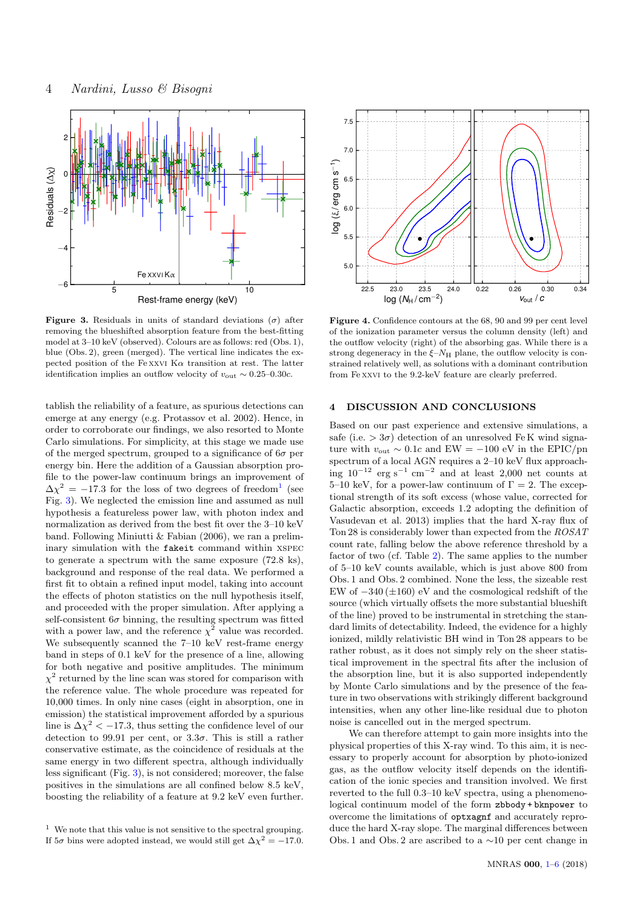**Figure 3.** Residuals in units of standard deviations ($\sigma$) after removing the blueshifted absorption feature from the best-fitting model at 3–10 keV (observed). Colours are as follows: red (Obs. 1), blue (Obs. 2), green (merged). The vertical line indicates the expected position of the Fe XXVI K$\alpha$ transition at rest. The latter identification implies an outflow velocity of $v_{\rm out} \sim 0.25$–$0.30c$.

**Figure 4.** Confidence contours at the 68, 90 and 99 per cent level of the ionization parameter versus the column density (left) and the outflow velocity (right) of the absorbing gas. While there is a strong degeneracy in the $\xi$–$N_{\rm H}$ plane, the outflow velocity is constrained relatively well, as solutions with a dominant contribution from Fe XXVI to the 9.2-keV feature are clearly preferred.

tablish the reliability of a feature, as spurious detections can emerge at any energy (e.g. Protassov et al. 2002). Hence, in order to corroborate our findings, we also resorted to Monte Carlo simulations. For simplicity, at this stage we made use of the merged spectrum, grouped to a significance of $6\sigma$ per energy bin. Here the addition of a Gaussian absorption profile to the power-law continuum brings an improvement of $\Delta\chi^2 = -17.3$ for the loss of two degrees of freedom[1] (see Fig. 3). We neglected the emission line and assumed as null hypothesis a featureless power law, with photon index and normalization as derived from the best fit over the 3–10 keV band. Following Miniutti & Fabian (2006), we ran a preliminary simulation with the `fakeit` command within XSPEC to generate a spectrum with the same exposure (72.8 ks), background and response of the real data. We performed a first fit to obtain a refined input model, taking into account the effects of photon statistics on the null hypothesis itself, and proceeded with the proper simulation. After applying a self-consistent $6\sigma$ binning, the resulting spectrum was fitted with a power law, and the reference $\chi^2$ value was recorded. We subsequently scanned the 7–10 keV rest-frame energy band in steps of 0.1 keV for the presence of a line, allowing for both negative and positive amplitudes. The minimum $\chi^2$ returned by the line scan was stored for comparison with the reference value. The whole procedure was repeated for 10,000 times. In only nine cases (eight in absorption, one in emission) the statistical improvement afforded by a spurious line is $\Delta\chi^2 < -17.3$, thus setting the confidence level of our detection to 99.91 per cent, or $3.3\sigma$. This is still a rather conservative estimate, as the coincidence of residuals at the same energy in two different spectra, although individually less significant (Fig. 3), is not considered; moreover, the false positives in the simulations are all confined below 8.5 keV, boosting the reliability of a feature at 9.2 keV even further.

[1] We note that this value is not sensitive to the spectral grouping. If $5\sigma$ bins were adopted instead, we would still get $\Delta\chi^2 = -17.0$.

## 4 DISCUSSION AND CONCLUSIONS

Based on our past experience and extensive simulations, a safe (i.e. $> 3\sigma$) detection of an unresolved Fe K wind signature with $v_{\rm out} \sim 0.1c$ and EW $= -100$ eV in the EPIC/pn spectrum of a local AGN requires a 2–10 keV flux approaching $10^{-12}$ erg s$^{-1}$ cm$^{-2}$ and at least 2,000 net counts at 5–10 keV, for a power-law continuum of $\Gamma = 2$. The exceptional strength of its soft excess (whose value, corrected for Galactic absorption, exceeds 1.2 adopting the definition of Vasudevan et al. 2013) implies that the hard X-ray flux of Ton 28 is considerably lower than expected from the *ROSAT* count rate, falling below the above reference threshold by a factor of two (cf. Table 2). The same applies to the number of 5–10 keV counts available, which is just above 800 from Obs. 1 and Obs. 2 combined. None the less, the sizeable rest EW of $-340$ ($\pm160$) eV and the cosmological redshift of the source (which virtually offsets the more substantial blueshift of the line) proved to be instrumental in stretching the standard limits of detectability. Indeed, the evidence for a highly ionized, mildly relativistic BH wind in Ton 28 appears to be rather robust, as it does not simply rely on the sheer statistical improvement in the spectral fits after the inclusion of the absorption line, but it is also supported independently by Monte Carlo simulations and by the presence of the feature in two observations with strikingly different background intensities, when any other line-like residual due to photon noise is cancelled out in the merged spectrum.

We can therefore attempt to gain more insights into the physical properties of this X-ray wind. To this aim, it is necessary to properly account for absorption by photo-ionized gas, as the outflow velocity itself depends on the identification of the ionic species and transition involved. We first reverted to the full 0.3–10 keV spectra, using a phenomenological continuum model of the form `zbbody + bknpower` to overcome the limitations of `optxagnf` and accurately reproduce the hard X-ray slope. The marginal differences between Obs. 1 and Obs. 2 are ascribed to a $\sim$10 per cent change in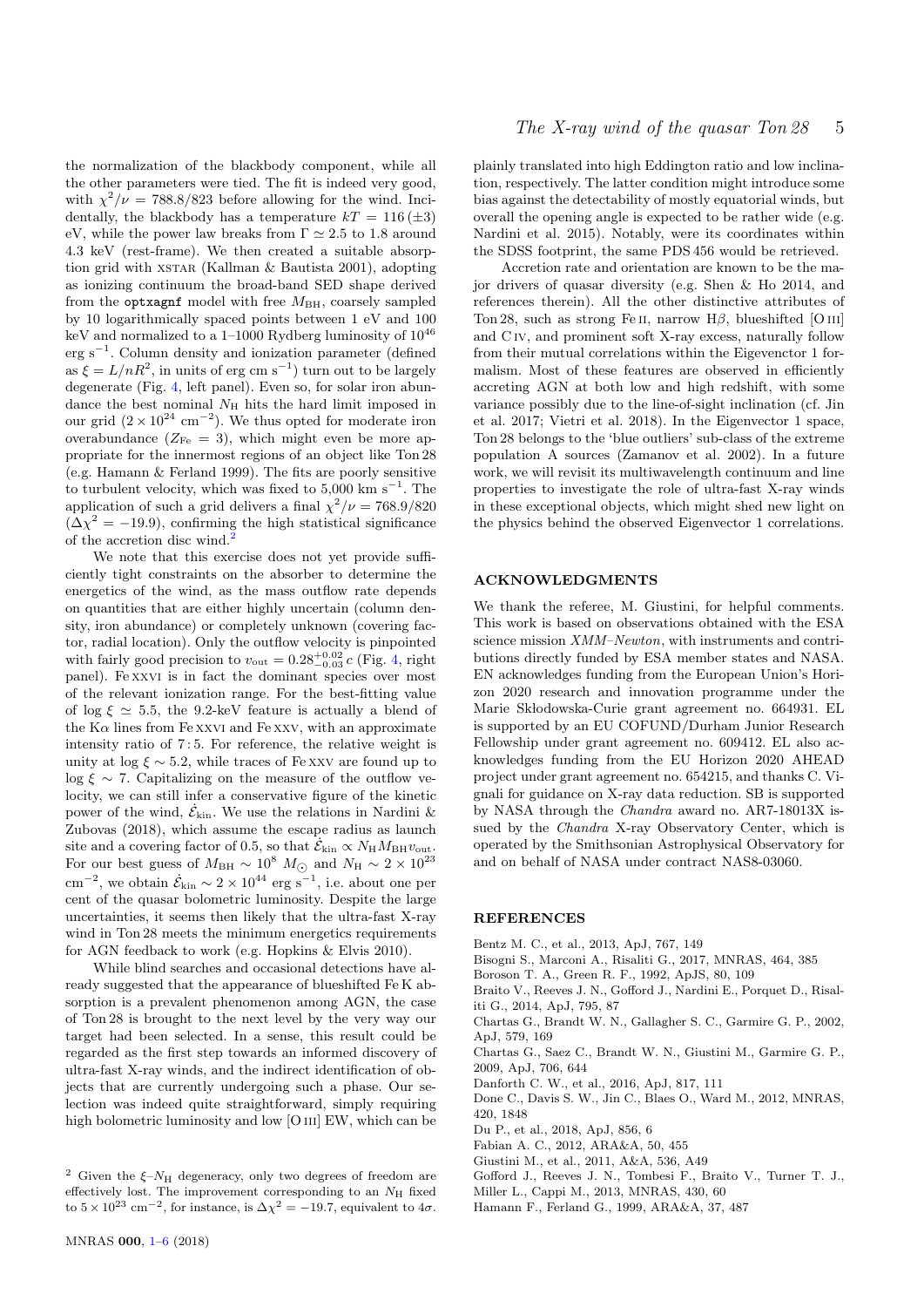the normalization of the blackbody component, while all the other parameters were tied. The fit is indeed very good, with $\chi^2/\nu = 788.8/823$ before allowing for the wind. Incidentally, the blackbody has a temperature $kT = 116\,(\pm 3)$ eV, while the power law breaks from $\Gamma \simeq 2.5$ to 1.8 around 4.3 keV (rest-frame). We then created a suitable absorption grid with XSTAR (Kallman & Bautista 2001), adopting as ionizing continuum the broad-band SED shape derived from the `optxagnf` model with free $M_{\rm BH}$, coarsely sampled by 10 logarithmically spaced points between 1 eV and 100 keV and normalized to a 1–1000 Rydberg luminosity of $10^{46}$ erg s$^{-1}$. Column density and ionization parameter (defined as $\xi = L/nR^2$, in units of erg cm s$^{-1}$) turn out to be largely degenerate (Fig. 4, left panel). Even so, for solar iron abundance the best nominal $N_{\rm H}$ hits the hard limit imposed in our grid ($2 \times 10^{24}$ cm$^{-2}$). We thus opted for moderate iron overabundance ($Z_{\rm Fe} = 3$), which might even be more appropriate for the innermost regions of an object like Ton 28 (e.g. Hamann & Ferland 1999). The fits are poorly sensitive to turbulent velocity, which was fixed to 5,000 km s$^{-1}$. The application of such a grid delivers a final $\chi^2/\nu = 768.9/820$ ($\Delta\chi^2 = -19.9$), confirming the high statistical significance of the accretion disc wind.[2]

We note that this exercise does not yet provide sufficiently tight constraints on the absorber to determine the energetics of the wind, as the mass outflow rate depends on quantities that are either highly uncertain (column density, iron abundance) or completely unknown (covering factor, radial location). Only the outflow velocity is pinpointed with fairly good precision to $v_{\rm out} = 0.28^{+0.02}_{-0.03}\,c$ (Fig. 4, right panel). Fe XXVI is in fact the dominant species over most of the relevant ionization range. For the best-fitting value of $\log \xi \simeq 5.5$, the 9.2-keV feature is actually a blend of the K$\alpha$ lines from Fe XXVI and Fe XXV, with an approximate intensity ratio of 7 : 5. For reference, the relative weight is unity at $\log \xi \sim 5.2$, while traces of Fe XXV are found up to $\log \xi \sim 7$. Capitalizing on the measure of the outflow velocity, we can still infer a conservative figure of the kinetic power of the wind, $\dot{\mathcal{E}}_{\rm kin}$. We use the relations in Nardini & Zubovas (2018), which assume the escape radius as launch site and a covering factor of 0.5, so that $\dot{\mathcal{E}}_{\rm kin} \propto N_{\rm H} M_{\rm BH} v_{\rm out}$. For our best guess of $M_{\rm BH} \sim 10^8\ M_\odot$ and $N_{\rm H} \sim 2 \times 10^{23}$ cm$^{-2}$, we obtain $\dot{\mathcal{E}}_{\rm kin} \sim 2 \times 10^{44}$ erg s$^{-1}$, i.e. about one per cent of the quasar bolometric luminosity. Despite the large uncertainties, it seems then likely that the ultra-fast X-ray wind in Ton 28 meets the minimum energetics requirements for AGN feedback to work (e.g. Hopkins & Elvis 2010).

While blind searches and occasional detections have already suggested that the appearance of blueshifted Fe K absorption is a prevalent phenomenon among AGN, the case of Ton 28 is brought to the next level by the very way our target had been selected. In a sense, this result could be regarded as the first step towards an informed discovery of ultra-fast X-ray winds, and the indirect identification of objects that are currently undergoing such a phase. Our selection was indeed quite straightforward, simply requiring high bolometric luminosity and low [O III] EW, which can be plainly translated into high Eddington ratio and low inclination, respectively. The latter condition might introduce some bias against the detectability of mostly equatorial winds, but overall the opening angle is expected to be rather wide (e.g. Nardini et al. 2015). Notably, were its coordinates within the SDSS footprint, the same PDS 456 would be retrieved.

Accretion rate and orientation are known to be the major drivers of quasar diversity (e.g. Shen & Ho 2014, and references therein). All the other distinctive attributes of Ton 28, such as strong Fe II, narrow H$\beta$, blueshifted [O III] and C IV, and prominent soft X-ray excess, naturally follow from their mutual correlations within the Eigevenctor 1 formalism. Most of these features are observed in efficiently accreting AGN at both low and high redshift, with some variance possibly due to the line-of-sight inclination (cf. Jin et al. 2017; Vietri et al. 2018). In the Eigenvector 1 space, Ton 28 belongs to the 'blue outliers' sub-class of the extreme population A sources (Zamanov et al. 2002). In a future work, we will revisit its multiwavelength continuum and line properties to investigate the role of ultra-fast X-ray winds in these exceptional objects, which might shed new light on the physics behind the observed Eigenvector 1 correlations.

[2] Given the $\xi$–$N_{\rm H}$ degeneracy, only two degrees of freedom are effectively lost. The improvement corresponding to an $N_{\rm H}$ fixed to $5 \times 10^{23}$ cm$^{-2}$, for instance, is $\Delta\chi^2 = -19.7$, equivalent to $4\sigma$.

## ACKNOWLEDGMENTS

We thank the referee, M. Giustini, for helpful comments. This work is based on observations obtained with the ESA science mission *XMM–Newton*, with instruments and contributions directly funded by ESA member states and NASA. EN acknowledges funding from the European Union's Horizon 2020 research and innovation programme under the Marie Skłodowska-Curie grant agreement no. 664931. EL is supported by an EU COFUND/Durham Junior Research Fellowship under grant agreement no. 609412. EL also acknowledges funding from the EU Horizon 2020 AHEAD project under grant agreement no. 654215, and thanks C. Vignali for guidance on X-ray data reduction. SB is supported by NASA through the *Chandra* award no. AR7-18013X issued by the *Chandra* X-ray Observatory Center, which is operated by the Smithsonian Astrophysical Observatory for and on behalf of NASA under contract NAS8-03060.

## REFERENCES

Bentz M. C., et al., 2013, ApJ, 767, 149
Bisogni S., Marconi A., Risaliti G., 2017, MNRAS, 464, 385
Boroson T. A., Green R. F., 1992, ApJS, 80, 109
Braito V., Reeves J. N., Gofford J., Nardini E., Porquet D., Risaliti G., 2014, ApJ, 795, 87
Chartas G., Brandt W. N., Gallagher S. C., Garmire G. P., 2002, ApJ, 579, 169
Chartas G., Saez C., Brandt W. N., Giustini M., Garmire G. P., 2009, ApJ, 706, 644
Danforth C. W., et al., 2016, ApJ, 817, 111
Done C., Davis S. W., Jin C., Blaes O., Ward M., 2012, MNRAS, 420, 1848
Du P., et al., 2018, ApJ, 856, 6
Fabian A. C., 2012, ARA&A, 50, 455
Giustini M., et al., 2011, A&A, 536, A49
Gofford J., Reeves J. N., Tombesi F., Braito V., Turner T. J., Miller L., Cappi M., 2013, MNRAS, 430, 60
Hamann F., Ferland G., 1999, ARA&A, 37, 487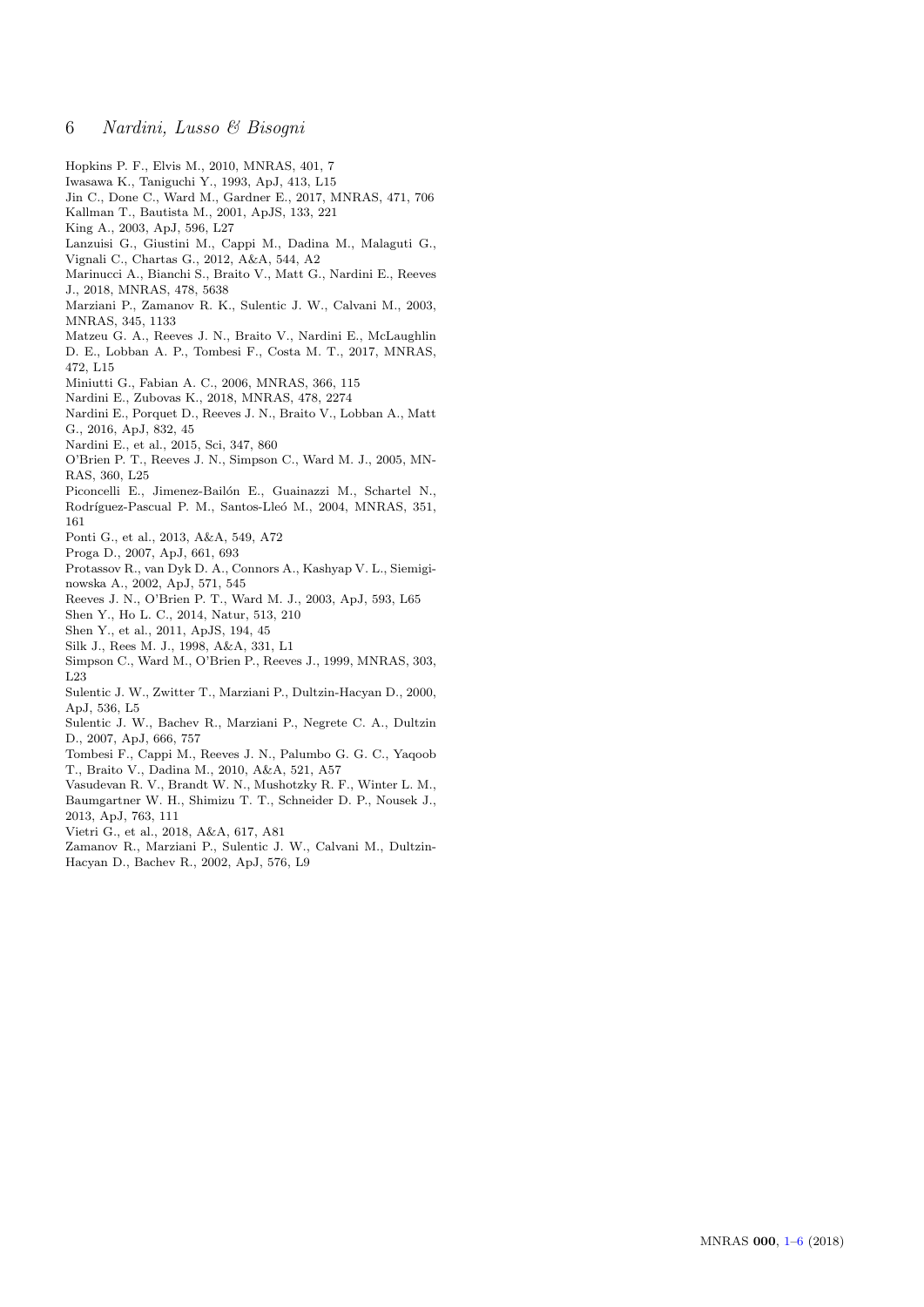Hopkins P. F., Elvis M., 2010, MNRAS, 401, 7

Iwasawa K., Taniguchi Y., 1993, ApJ, 413, L15

Jin C., Done C., Ward M., Gardner E., 2017, MNRAS, 471, 706

Kallman T., Bautista M., 2001, ApJS, 133, 221

King A., 2003, ApJ, 596, L27

Lanzuisi G., Giustini M., Cappi M., Dadina M., Malaguti G., Vignali C., Chartas G., 2012, A&A, 544, A2

Marinucci A., Bianchi S., Braito V., Matt G., Nardini E., Reeves J., 2018, MNRAS, 478, 5638

Marziani P., Zamanov R. K., Sulentic J. W., Calvani M., 2003, MNRAS, 345, 1133

Matzeu G. A., Reeves J. N., Braito V., Nardini E., McLaughlin D. E., Lobban A. P., Tombesi F., Costa M. T., 2017, MNRAS, 472, L15

Miniutti G., Fabian A. C., 2006, MNRAS, 366, 115

Nardini E., Zubovas K., 2018, MNRAS, 478, 2274

Nardini E., Porquet D., Reeves J. N., Braito V., Lobban A., Matt G., 2016, ApJ, 832, 45

Nardini E., et al., 2015, Sci, 347, 860

O'Brien P. T., Reeves J. N., Simpson C., Ward M. J., 2005, MNRAS, 360, L25

Piconcelli E., Jimenez-Bailón E., Guainazzi M., Schartel N., Rodríguez-Pascual P. M., Santos-Lleó M., 2004, MNRAS, 351, 161

Ponti G., et al., 2013, A&A, 549, A72

Proga D., 2007, ApJ, 661, 693

Protassov R., van Dyk D. A., Connors A., Kashyap V. L., Siemiginowska A., 2002, ApJ, 571, 545

Reeves J. N., O'Brien P. T., Ward M. J., 2003, ApJ, 593, L65

Shen Y., Ho L. C., 2014, Natur, 513, 210

Shen Y., et al., 2011, ApJS, 194, 45

Silk J., Rees M. J., 1998, A&A, 331, L1

Simpson C., Ward M., O'Brien P., Reeves J., 1999, MNRAS, 303, L23

Sulentic J. W., Zwitter T., Marziani P., Dultzin-Hacyan D., 2000, ApJ, 536, L5

Sulentic J. W., Bachev R., Marziani P., Negrete C. A., Dultzin D., 2007, ApJ, 666, 757

Tombesi F., Cappi M., Reeves J. N., Palumbo G. G. C., Yaqoob T., Braito V., Dadina M., 2010, A&A, 521, A57

Vasudevan R. V., Brandt W. N., Mushotzky R. F., Winter L. M., Baumgartner W. H., Shimizu T. T., Schneider D. P., Nousek J., 2013, ApJ, 763, 111

Vietri G., et al., 2018, A&A, 617, A81

Zamanov R., Marziani P., Sulentic J. W., Calvani M., Dultzin-Hacyan D., Bachev R., 2002, ApJ, 576, L9